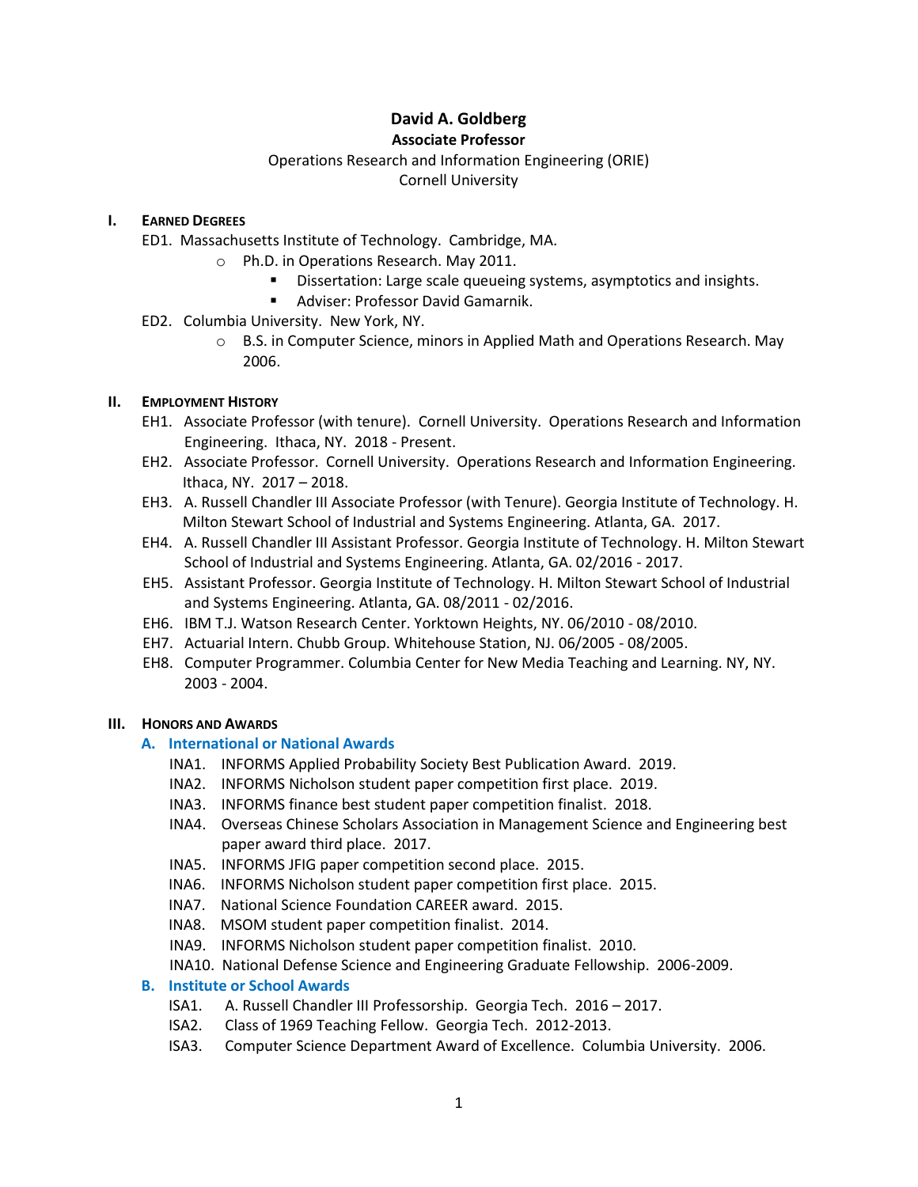# David A. Goldberg

**Associate Professor**

Operations Research and Information Engineering (ORIE)
Cornell University

## I. Earned Degrees

ED1. Massachusetts Institute of Technology. Cambridge, MA.

- Ph.D. in Operations Research. May 2011.
  - Dissertation: Large scale queueing systems, asymptotics and insights.
  - Adviser: Professor David Gamarnik.

ED2. Columbia University. New York, NY.

- B.S. in Computer Science, minors in Applied Math and Operations Research. May 2006.

## II. Employment History

EH1. Associate Professor (with tenure). Cornell University. Operations Research and Information Engineering. Ithaca, NY. 2018 - Present.

EH2. Associate Professor. Cornell University. Operations Research and Information Engineering. Ithaca, NY. 2017 – 2018.

EH3. A. Russell Chandler III Associate Professor (with Tenure). Georgia Institute of Technology. H. Milton Stewart School of Industrial and Systems Engineering. Atlanta, GA. 2017.

EH4. A. Russell Chandler III Assistant Professor. Georgia Institute of Technology. H. Milton Stewart School of Industrial and Systems Engineering. Atlanta, GA. 02/2016 - 2017.

EH5. Assistant Professor. Georgia Institute of Technology. H. Milton Stewart School of Industrial and Systems Engineering. Atlanta, GA. 08/2011 - 02/2016.

EH6. IBM T.J. Watson Research Center. Yorktown Heights, NY. 06/2010 - 08/2010.

EH7. Actuarial Intern. Chubb Group. Whitehouse Station, NJ. 06/2005 - 08/2005.

EH8. Computer Programmer. Columbia Center for New Media Teaching and Learning. NY, NY. 2003 - 2004.

## III. Honors and Awards

### A. International or National Awards

INA1. INFORMS Applied Probability Society Best Publication Award. 2019.

INA2. INFORMS Nicholson student paper competition first place. 2019.

INA3. INFORMS finance best student paper competition finalist. 2018.

INA4. Overseas Chinese Scholars Association in Management Science and Engineering best paper award third place. 2017.

INA5. INFORMS JFIG paper competition second place. 2015.

INA6. INFORMS Nicholson student paper competition first place. 2015.

INA7. National Science Foundation CAREER award. 2015.

INA8. MSOM student paper competition finalist. 2014.

INA9. INFORMS Nicholson student paper competition finalist. 2010.

INA10. National Defense Science and Engineering Graduate Fellowship. 2006-2009.

### B. Institute or School Awards

ISA1. A. Russell Chandler III Professorship. Georgia Tech. 2016 – 2017.

ISA2. Class of 1969 Teaching Fellow. Georgia Tech. 2012-2013.

ISA3. Computer Science Department Award of Excellence. Columbia University. 2006.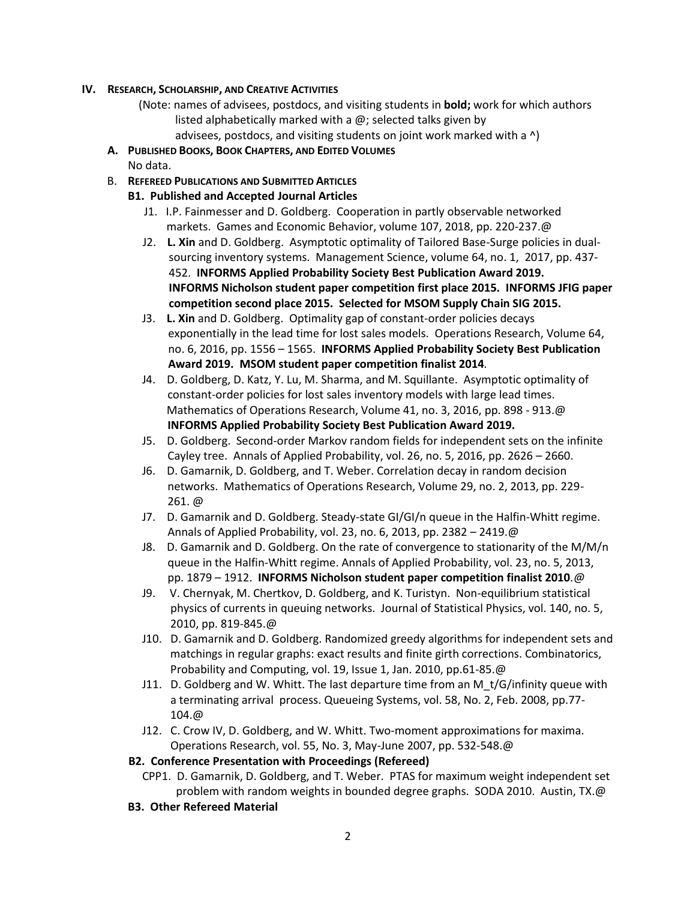## IV. Research, Scholarship, and Creative Activities

(Note: names of advisees, postdocs, and visiting students in **bold;** work for which authors listed alphabetically marked with a @; selected talks given by advisees, postdocs, and visiting students on joint work marked with a ^)

### A. Published Books, Book Chapters, and Edited Volumes

No data.

### B. Refereed Publications and Submitted Articles

#### B1. Published and Accepted Journal Articles

J1. I.P. Fainmesser and D. Goldberg. Cooperation in partly observable networked markets. Games and Economic Behavior, volume 107, 2018, pp. 220-237.@

J2. **L. Xin** and D. Goldberg. Asymptotic optimality of Tailored Base-Surge policies in dual-sourcing inventory systems. Management Science, volume 64, no. 1, 2017, pp. 437-452. **INFORMS Applied Probability Society Best Publication Award 2019. INFORMS Nicholson student paper competition first place 2015. INFORMS JFIG paper competition second place 2015. Selected for MSOM Supply Chain SIG 2015.**

J3. **L. Xin** and D. Goldberg. Optimality gap of constant-order policies decays exponentially in the lead time for lost sales models. Operations Research, Volume 64, no. 6, 2016, pp. 1556 – 1565. **INFORMS Applied Probability Society Best Publication Award 2019. MSOM student paper competition finalist 2014**.

J4. D. Goldberg, D. Katz, Y. Lu, M. Sharma, and M. Squillante. Asymptotic optimality of constant-order policies for lost sales inventory models with large lead times. Mathematics of Operations Research, Volume 41, no. 3, 2016, pp. 898 - 913.@ **INFORMS Applied Probability Society Best Publication Award 2019.**

J5. D. Goldberg. Second-order Markov random fields for independent sets on the infinite Cayley tree. Annals of Applied Probability, vol. 26, no. 5, 2016, pp. 2626 – 2660.

J6. D. Gamarnik, D. Goldberg, and T. Weber. Correlation decay in random decision networks. Mathematics of Operations Research, Volume 29, no. 2, 2013, pp. 229-261. @

J7. D. Gamarnik and D. Goldberg. Steady-state GI/GI/n queue in the Halfin-Whitt regime. Annals of Applied Probability, vol. 23, no. 6, 2013, pp. 2382 – 2419.@

J8. D. Gamarnik and D. Goldberg. On the rate of convergence to stationarity of the M/M/n queue in the Halfin-Whitt regime. Annals of Applied Probability, vol. 23, no. 5, 2013, pp. 1879 – 1912. **INFORMS Nicholson student paper competition finalist 2010**.@

J9. V. Chernyak, M. Chertkov, D. Goldberg, and K. Turistyn. Non-equilibrium statistical physics of currents in queuing networks. Journal of Statistical Physics, vol. 140, no. 5, 2010, pp. 819-845.@

J10. D. Gamarnik and D. Goldberg. Randomized greedy algorithms for independent sets and matchings in regular graphs: exact results and finite girth corrections. Combinatorics, Probability and Computing, vol. 19, Issue 1, Jan. 2010, pp.61-85.@

J11. D. Goldberg and W. Whitt. The last departure time from an M_t/G/infinity queue with a terminating arrival process. Queueing Systems, vol. 58, No. 2, Feb. 2008, pp.77-104.@

J12. C. Crow IV, D. Goldberg, and W. Whitt. Two-moment approximations for maxima. Operations Research, vol. 55, No. 3, May-June 2007, pp. 532-548.@

#### B2. Conference Presentation with Proceedings (Refereed)

CPP1. D. Gamarnik, D. Goldberg, and T. Weber. PTAS for maximum weight independent set problem with random weights in bounded degree graphs. SODA 2010. Austin, TX.@

#### B3. Other Refereed Material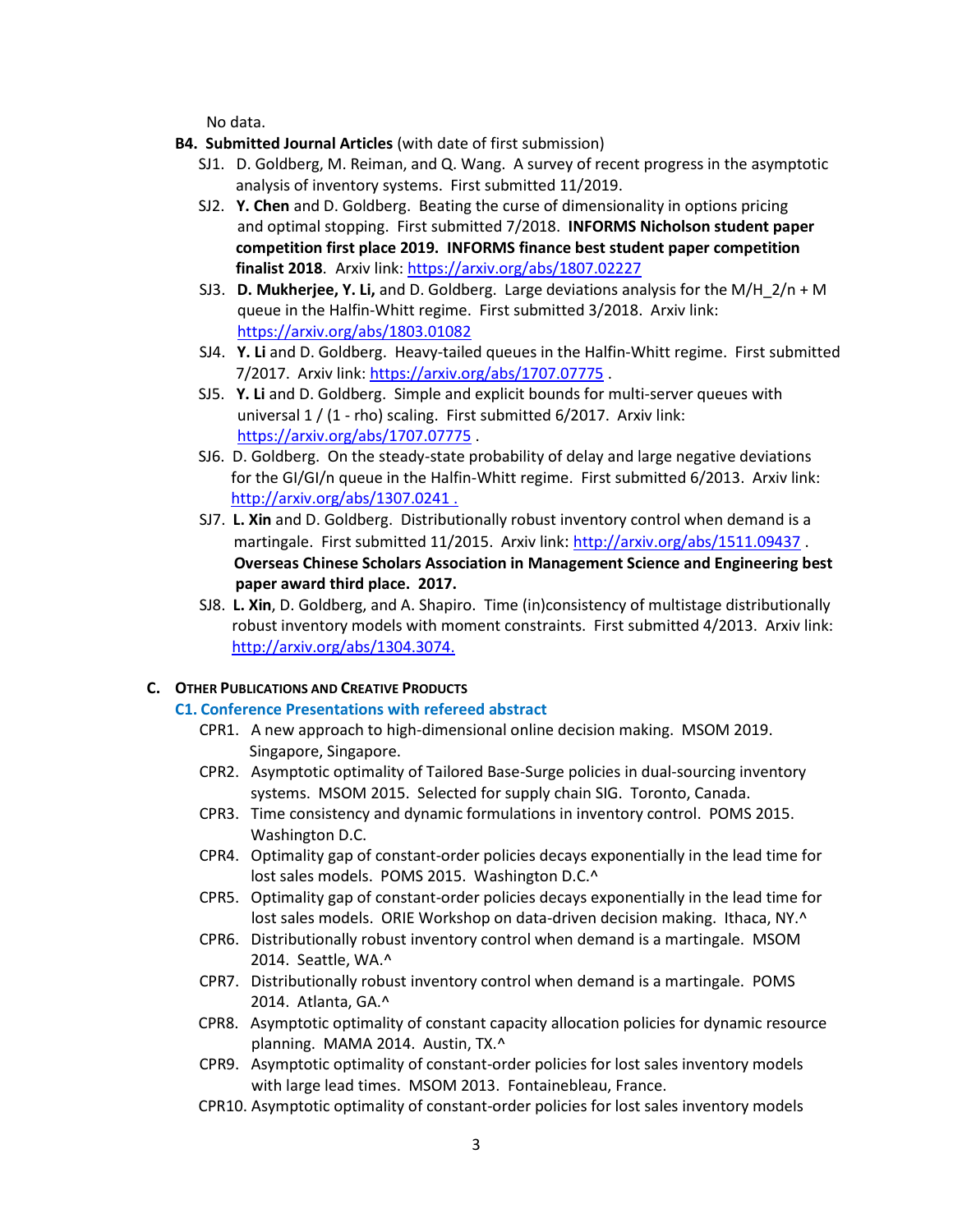No data.

**B4. Submitted Journal Articles** (with date of first submission)

SJ1. D. Goldberg, M. Reiman, and Q. Wang. A survey of recent progress in the asymptotic analysis of inventory systems. First submitted 11/2019.

SJ2. **Y. Chen** and D. Goldberg. Beating the curse of dimensionality in options pricing and optimal stopping. First submitted 7/2018. **INFORMS Nicholson student paper competition first place 2019. INFORMS finance best student paper competition finalist 2018**. Arxiv link: https://arxiv.org/abs/1807.02227

SJ3. **D. Mukherjee, Y. Li,** and D. Goldberg. Large deviations analysis for the M/H_2/n + M queue in the Halfin-Whitt regime. First submitted 3/2018. Arxiv link: https://arxiv.org/abs/1803.01082

SJ4. **Y. Li** and D. Goldberg. Heavy-tailed queues in the Halfin-Whitt regime. First submitted 7/2017. Arxiv link: https://arxiv.org/abs/1707.07775 .

SJ5. **Y. Li** and D. Goldberg. Simple and explicit bounds for multi-server queues with universal 1 / (1 - rho) scaling. First submitted 6/2017. Arxiv link: https://arxiv.org/abs/1707.07775 .

SJ6. D. Goldberg. On the steady-state probability of delay and large negative deviations for the GI/GI/n queue in the Halfin-Whitt regime. First submitted 6/2013. Arxiv link: http://arxiv.org/abs/1307.0241 .

SJ7. **L. Xin** and D. Goldberg. Distributionally robust inventory control when demand is a martingale. First submitted 11/2015. Arxiv link: http://arxiv.org/abs/1511.09437 . **Overseas Chinese Scholars Association in Management Science and Engineering best paper award third place. 2017.**

SJ8. **L. Xin**, D. Goldberg, and A. Shapiro. Time (in)consistency of multistage distributionally robust inventory models with moment constraints. First submitted 4/2013. Arxiv link: http://arxiv.org/abs/1304.3074.

## C. Other Publications and Creative Products

### C1. Conference Presentations with refereed abstract

CPR1. A new approach to high-dimensional online decision making. MSOM 2019. Singapore, Singapore.

CPR2. Asymptotic optimality of Tailored Base-Surge policies in dual-sourcing inventory systems. MSOM 2015. Selected for supply chain SIG. Toronto, Canada.

CPR3. Time consistency and dynamic formulations in inventory control. POMS 2015. Washington D.C.

CPR4. Optimality gap of constant-order policies decays exponentially in the lead time for lost sales models. POMS 2015. Washington D.C.^

CPR5. Optimality gap of constant-order policies decays exponentially in the lead time for lost sales models. ORIE Workshop on data-driven decision making. Ithaca, NY.^

CPR6. Distributionally robust inventory control when demand is a martingale. MSOM 2014. Seattle, WA.^

CPR7. Distributionally robust inventory control when demand is a martingale. POMS 2014. Atlanta, GA.^

CPR8. Asymptotic optimality of constant capacity allocation policies for dynamic resource planning. MAMA 2014. Austin, TX.^

CPR9. Asymptotic optimality of constant-order policies for lost sales inventory models with large lead times. MSOM 2013. Fontainebleau, France.

CPR10. Asymptotic optimality of constant-order policies for lost sales inventory models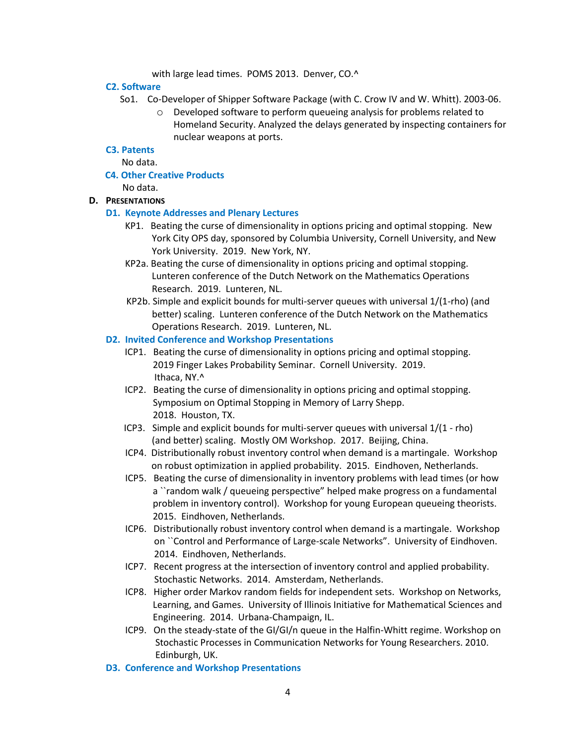with large lead times. POMS 2013. Denver, CO.^

### C2. Software

So1. Co-Developer of Shipper Software Package (with C. Crow IV and W. Whitt). 2003-06.

- Developed software to perform queueing analysis for problems related to Homeland Security. Analyzed the delays generated by inspecting containers for nuclear weapons at ports.

### C3. Patents

No data.

### C4. Other Creative Products

No data.

## D. Presentations

### D1. Keynote Addresses and Plenary Lectures

KP1. Beating the curse of dimensionality in options pricing and optimal stopping. New York City OPS day, sponsored by Columbia University, Cornell University, and New York University. 2019. New York, NY.

KP2a. Beating the curse of dimensionality in options pricing and optimal stopping. Lunteren conference of the Dutch Network on the Mathematics Operations Research. 2019. Lunteren, NL.

KP2b. Simple and explicit bounds for multi-server queues with universal 1/(1-rho) (and better) scaling. Lunteren conference of the Dutch Network on the Mathematics Operations Research. 2019. Lunteren, NL.

### D2. Invited Conference and Workshop Presentations

ICP1. Beating the curse of dimensionality in options pricing and optimal stopping. 2019 Finger Lakes Probability Seminar. Cornell University. 2019. Ithaca, NY.^

ICP2. Beating the curse of dimensionality in options pricing and optimal stopping. Symposium on Optimal Stopping in Memory of Larry Shepp. 2018. Houston, TX.

ICP3. Simple and explicit bounds for multi-server queues with universal 1/(1 - rho) (and better) scaling. Mostly OM Workshop. 2017. Beijing, China.

ICP4. Distributionally robust inventory control when demand is a martingale. Workshop on robust optimization in applied probability. 2015. Eindhoven, Netherlands.

ICP5. Beating the curse of dimensionality in inventory problems with lead times (or how a ``random walk / queueing perspective" helped make progress on a fundamental problem in inventory control). Workshop for young European queueing theorists. 2015. Eindhoven, Netherlands.

ICP6. Distributionally robust inventory control when demand is a martingale. Workshop on ``Control and Performance of Large-scale Networks". University of Eindhoven. 2014. Eindhoven, Netherlands.

ICP7. Recent progress at the intersection of inventory control and applied probability. Stochastic Networks. 2014. Amsterdam, Netherlands.

ICP8. Higher order Markov random fields for independent sets. Workshop on Networks, Learning, and Games. University of Illinois Initiative for Mathematical Sciences and Engineering. 2014. Urbana-Champaign, IL.

ICP9. On the steady-state of the GI/GI/n queue in the Halfin-Whitt regime. Workshop on Stochastic Processes in Communication Networks for Young Researchers. 2010. Edinburgh, UK.

### D3. Conference and Workshop Presentations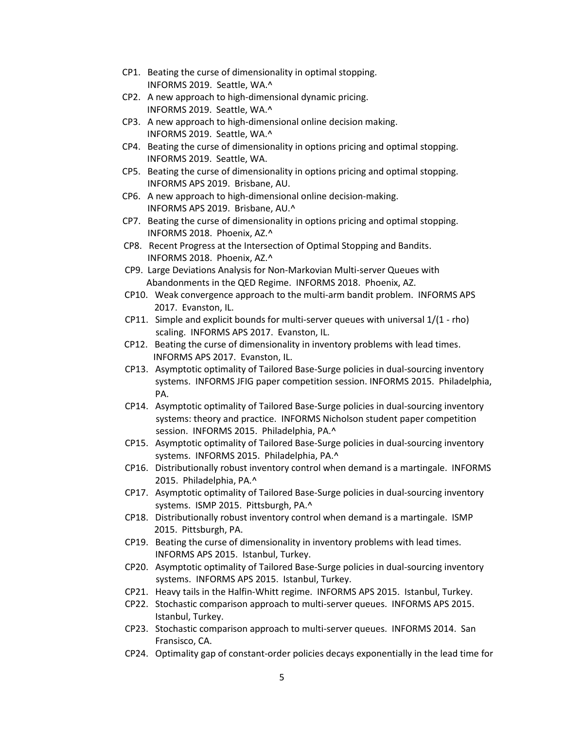CP1. Beating the curse of dimensionality in optimal stopping. INFORMS 2019. Seattle, WA.^

CP2. A new approach to high-dimensional dynamic pricing. INFORMS 2019. Seattle, WA.^

CP3. A new approach to high-dimensional online decision making. INFORMS 2019. Seattle, WA.^

CP4. Beating the curse of dimensionality in options pricing and optimal stopping. INFORMS 2019. Seattle, WA.

CP5. Beating the curse of dimensionality in options pricing and optimal stopping. INFORMS APS 2019. Brisbane, AU.

CP6. A new approach to high-dimensional online decision-making. INFORMS APS 2019. Brisbane, AU.^

CP7. Beating the curse of dimensionality in options pricing and optimal stopping. INFORMS 2018. Phoenix, AZ.^

CP8. Recent Progress at the Intersection of Optimal Stopping and Bandits. INFORMS 2018. Phoenix, AZ.^

CP9. Large Deviations Analysis for Non-Markovian Multi-server Queues with Abandonments in the QED Regime. INFORMS 2018. Phoenix, AZ.

CP10. Weak convergence approach to the multi-arm bandit problem. INFORMS APS 2017. Evanston, IL.

CP11. Simple and explicit bounds for multi-server queues with universal 1/(1 - rho) scaling. INFORMS APS 2017. Evanston, IL.

CP12. Beating the curse of dimensionality in inventory problems with lead times. INFORMS APS 2017. Evanston, IL.

CP13. Asymptotic optimality of Tailored Base-Surge policies in dual-sourcing inventory systems. INFORMS JFIG paper competition session. INFORMS 2015. Philadelphia, PA.

CP14. Asymptotic optimality of Tailored Base-Surge policies in dual-sourcing inventory systems: theory and practice. INFORMS Nicholson student paper competition session. INFORMS 2015. Philadelphia, PA.^

CP15. Asymptotic optimality of Tailored Base-Surge policies in dual-sourcing inventory systems. INFORMS 2015. Philadelphia, PA.^

CP16. Distributionally robust inventory control when demand is a martingale. INFORMS 2015. Philadelphia, PA.^

CP17. Asymptotic optimality of Tailored Base-Surge policies in dual-sourcing inventory systems. ISMP 2015. Pittsburgh, PA.^

CP18. Distributionally robust inventory control when demand is a martingale. ISMP 2015. Pittsburgh, PA.

CP19. Beating the curse of dimensionality in inventory problems with lead times. INFORMS APS 2015. Istanbul, Turkey.

CP20. Asymptotic optimality of Tailored Base-Surge policies in dual-sourcing inventory systems. INFORMS APS 2015. Istanbul, Turkey.

CP21. Heavy tails in the Halfin-Whitt regime. INFORMS APS 2015. Istanbul, Turkey.

CP22. Stochastic comparison approach to multi-server queues. INFORMS APS 2015. Istanbul, Turkey.

CP23. Stochastic comparison approach to multi-server queues. INFORMS 2014. San Fransisco, CA.

CP24. Optimality gap of constant-order policies decays exponentially in the lead time for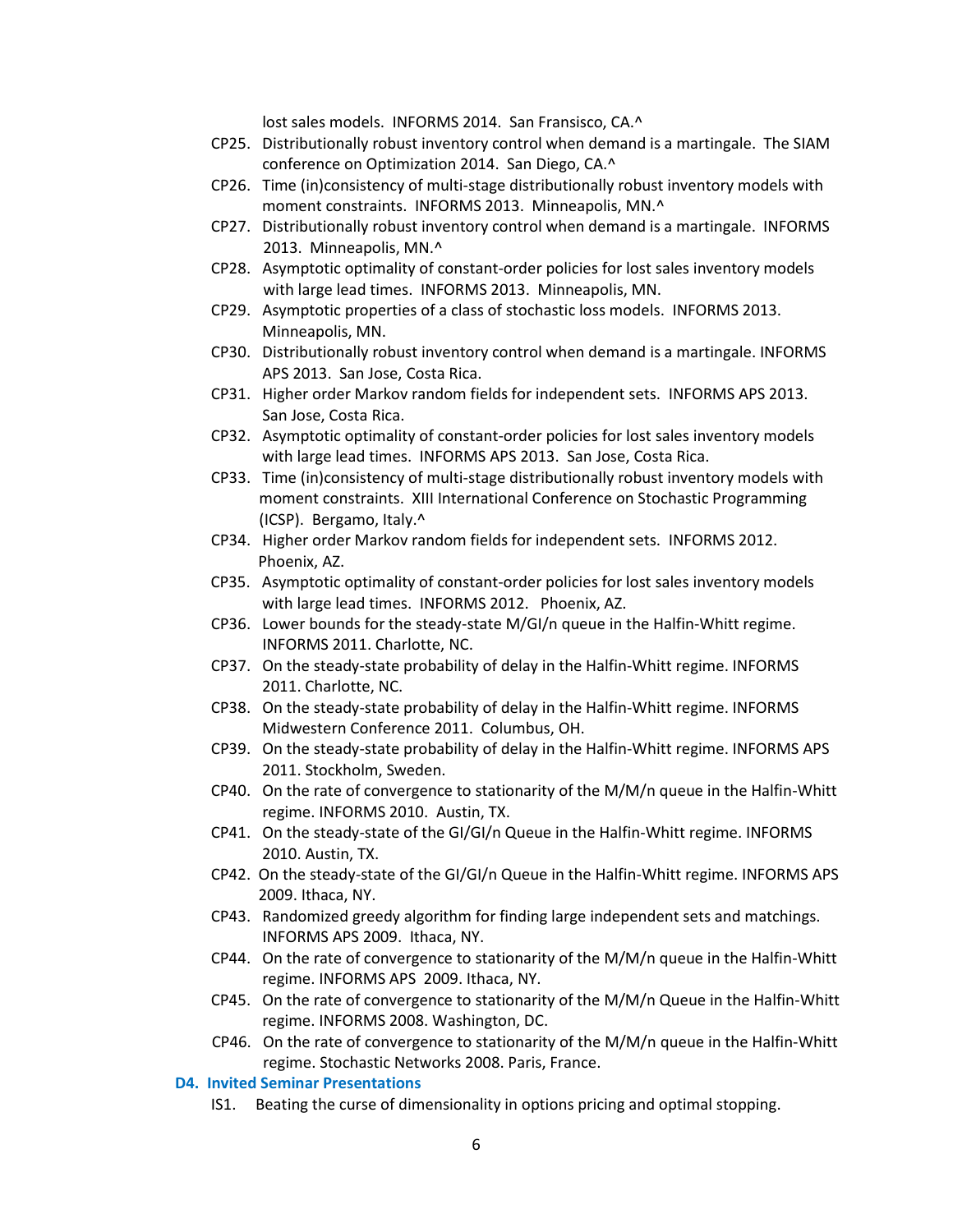lost sales models. INFORMS 2014. San Fransisco, CA.^

- CP25. Distributionally robust inventory control when demand is a martingale. The SIAM conference on Optimization 2014. San Diego, CA.^
- CP26. Time (in)consistency of multi-stage distributionally robust inventory models with moment constraints. INFORMS 2013. Minneapolis, MN.^
- CP27. Distributionally robust inventory control when demand is a martingale. INFORMS 2013. Minneapolis, MN.^
- CP28. Asymptotic optimality of constant-order policies for lost sales inventory models with large lead times. INFORMS 2013. Minneapolis, MN.
- CP29. Asymptotic properties of a class of stochastic loss models. INFORMS 2013. Minneapolis, MN.
- CP30. Distributionally robust inventory control when demand is a martingale. INFORMS APS 2013. San Jose, Costa Rica.
- CP31. Higher order Markov random fields for independent sets. INFORMS APS 2013. San Jose, Costa Rica.
- CP32. Asymptotic optimality of constant-order policies for lost sales inventory models with large lead times. INFORMS APS 2013. San Jose, Costa Rica.
- CP33. Time (in)consistency of multi-stage distributionally robust inventory models with moment constraints. XIII International Conference on Stochastic Programming (ICSP). Bergamo, Italy.^
- CP34. Higher order Markov random fields for independent sets. INFORMS 2012. Phoenix, AZ.
- CP35. Asymptotic optimality of constant-order policies for lost sales inventory models with large lead times. INFORMS 2012. Phoenix, AZ.
- CP36. Lower bounds for the steady-state M/GI/n queue in the Halfin-Whitt regime. INFORMS 2011. Charlotte, NC.
- CP37. On the steady-state probability of delay in the Halfin-Whitt regime. INFORMS 2011. Charlotte, NC.
- CP38. On the steady-state probability of delay in the Halfin-Whitt regime. INFORMS Midwestern Conference 2011. Columbus, OH.
- CP39. On the steady-state probability of delay in the Halfin-Whitt regime. INFORMS APS 2011. Stockholm, Sweden.
- CP40. On the rate of convergence to stationarity of the M/M/n queue in the Halfin-Whitt regime. INFORMS 2010. Austin, TX.
- CP41. On the steady-state of the GI/GI/n Queue in the Halfin-Whitt regime. INFORMS 2010. Austin, TX.
- CP42. On the steady-state of the GI/GI/n Queue in the Halfin-Whitt regime. INFORMS APS 2009. Ithaca, NY.
- CP43. Randomized greedy algorithm for finding large independent sets and matchings. INFORMS APS 2009. Ithaca, NY.
- CP44. On the rate of convergence to stationarity of the M/M/n queue in the Halfin-Whitt regime. INFORMS APS 2009. Ithaca, NY.
- CP45. On the rate of convergence to stationarity of the M/M/n Queue in the Halfin-Whitt regime. INFORMS 2008. Washington, DC.
- CP46. On the rate of convergence to stationarity of the M/M/n queue in the Halfin-Whitt regime. Stochastic Networks 2008. Paris, France.

### D4. Invited Seminar Presentations

- IS1. Beating the curse of dimensionality in options pricing and optimal stopping.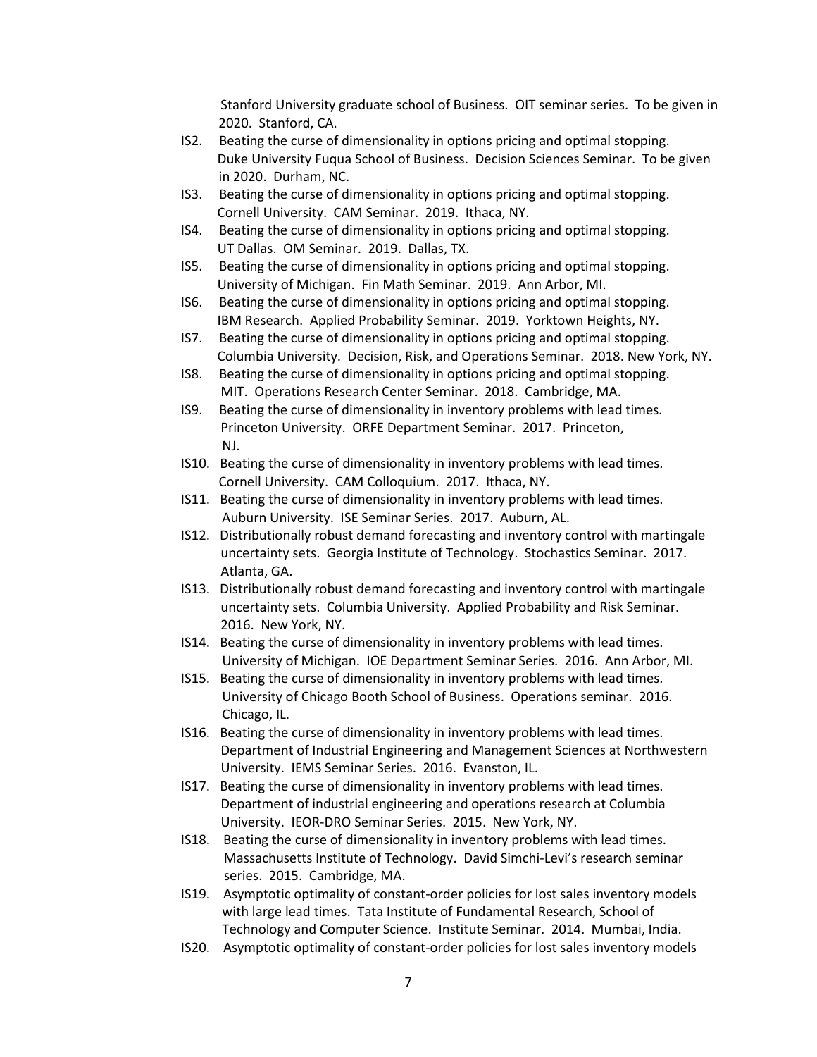Stanford University graduate school of Business. OIT seminar series. To be given in 2020. Stanford, CA.

- IS2. Beating the curse of dimensionality in options pricing and optimal stopping. Duke University Fuqua School of Business. Decision Sciences Seminar. To be given in 2020. Durham, NC.
- IS3. Beating the curse of dimensionality in options pricing and optimal stopping. Cornell University. CAM Seminar. 2019. Ithaca, NY.
- IS4. Beating the curse of dimensionality in options pricing and optimal stopping. UT Dallas. OM Seminar. 2019. Dallas, TX.
- IS5. Beating the curse of dimensionality in options pricing and optimal stopping. University of Michigan. Fin Math Seminar. 2019. Ann Arbor, MI.
- IS6. Beating the curse of dimensionality in options pricing and optimal stopping. IBM Research. Applied Probability Seminar. 2019. Yorktown Heights, NY.
- IS7. Beating the curse of dimensionality in options pricing and optimal stopping. Columbia University. Decision, Risk, and Operations Seminar. 2018. New York, NY.
- IS8. Beating the curse of dimensionality in options pricing and optimal stopping. MIT. Operations Research Center Seminar. 2018. Cambridge, MA.
- IS9. Beating the curse of dimensionality in inventory problems with lead times. Princeton University. ORFE Department Seminar. 2017. Princeton, NJ.
- IS10. Beating the curse of dimensionality in inventory problems with lead times. Cornell University. CAM Colloquium. 2017. Ithaca, NY.
- IS11. Beating the curse of dimensionality in inventory problems with lead times. Auburn University. ISE Seminar Series. 2017. Auburn, AL.
- IS12. Distributionally robust demand forecasting and inventory control with martingale uncertainty sets. Georgia Institute of Technology. Stochastics Seminar. 2017. Atlanta, GA.
- IS13. Distributionally robust demand forecasting and inventory control with martingale uncertainty sets. Columbia University. Applied Probability and Risk Seminar. 2016. New York, NY.
- IS14. Beating the curse of dimensionality in inventory problems with lead times. University of Michigan. IOE Department Seminar Series. 2016. Ann Arbor, MI.
- IS15. Beating the curse of dimensionality in inventory problems with lead times. University of Chicago Booth School of Business. Operations seminar. 2016. Chicago, IL.
- IS16. Beating the curse of dimensionality in inventory problems with lead times. Department of Industrial Engineering and Management Sciences at Northwestern University. IEMS Seminar Series. 2016. Evanston, IL.
- IS17. Beating the curse of dimensionality in inventory problems with lead times. Department of industrial engineering and operations research at Columbia University. IEOR-DRO Seminar Series. 2015. New York, NY.
- IS18. Beating the curse of dimensionality in inventory problems with lead times. Massachusetts Institute of Technology. David Simchi-Levi's research seminar series. 2015. Cambridge, MA.
- IS19. Asymptotic optimality of constant-order policies for lost sales inventory models with large lead times. Tata Institute of Fundamental Research, School of Technology and Computer Science. Institute Seminar. 2014. Mumbai, India.
- IS20. Asymptotic optimality of constant-order policies for lost sales inventory models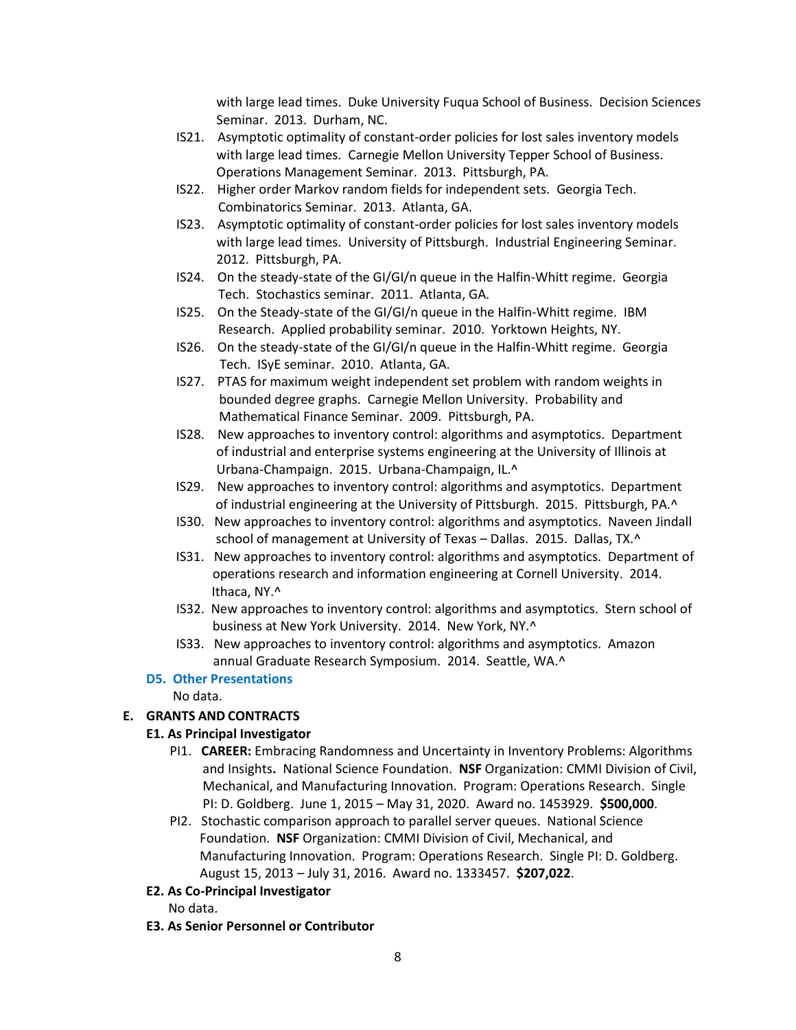with large lead times. Duke University Fuqua School of Business. Decision Sciences Seminar. 2013. Durham, NC.

IS21. Asymptotic optimality of constant-order policies for lost sales inventory models with large lead times. Carnegie Mellon University Tepper School of Business. Operations Management Seminar. 2013. Pittsburgh, PA.

IS22. Higher order Markov random fields for independent sets. Georgia Tech. Combinatorics Seminar. 2013. Atlanta, GA.

IS23. Asymptotic optimality of constant-order policies for lost sales inventory models with large lead times. University of Pittsburgh. Industrial Engineering Seminar. 2012. Pittsburgh, PA.

IS24. On the steady-state of the GI/GI/n queue in the Halfin-Whitt regime. Georgia Tech. Stochastics seminar. 2011. Atlanta, GA.

IS25. On the Steady-state of the GI/GI/n queue in the Halfin-Whitt regime. IBM Research. Applied probability seminar. 2010. Yorktown Heights, NY.

IS26. On the steady-state of the GI/GI/n queue in the Halfin-Whitt regime. Georgia Tech. ISyE seminar. 2010. Atlanta, GA.

IS27. PTAS for maximum weight independent set problem with random weights in bounded degree graphs. Carnegie Mellon University. Probability and Mathematical Finance Seminar. 2009. Pittsburgh, PA.

IS28. New approaches to inventory control: algorithms and asymptotics. Department of industrial and enterprise systems engineering at the University of Illinois at Urbana-Champaign. 2015. Urbana-Champaign, IL.^

IS29. New approaches to inventory control: algorithms and asymptotics. Department of industrial engineering at the University of Pittsburgh. 2015. Pittsburgh, PA.^

IS30. New approaches to inventory control: algorithms and asymptotics. Naveen Jindall school of management at University of Texas – Dallas. 2015. Dallas, TX.^

IS31. New approaches to inventory control: algorithms and asymptotics. Department of operations research and information engineering at Cornell University. 2014. Ithaca, NY.^

IS32. New approaches to inventory control: algorithms and asymptotics. Stern school of business at New York University. 2014. New York, NY.^

IS33. New approaches to inventory control: algorithms and asymptotics. Amazon annual Graduate Research Symposium. 2014. Seattle, WA.^

### D5. Other Presentations

No data.

## E. GRANTS AND CONTRACTS

### E1. As Principal Investigator

PI1. **CAREER:** Embracing Randomness and Uncertainty in Inventory Problems: Algorithms and Insights**.** National Science Foundation. **NSF** Organization: CMMI Division of Civil, Mechanical, and Manufacturing Innovation. Program: Operations Research. Single PI: D. Goldberg. June 1, 2015 – May 31, 2020. Award no. 1453929. **$500,000**.

PI2. Stochastic comparison approach to parallel server queues. National Science Foundation. **NSF** Organization: CMMI Division of Civil, Mechanical, and Manufacturing Innovation. Program: Operations Research. Single PI: D. Goldberg. August 15, 2013 – July 31, 2016. Award no. 1333457. **$207,022**.

### E2. As Co-Principal Investigator

No data.

### E3. As Senior Personnel or Contributor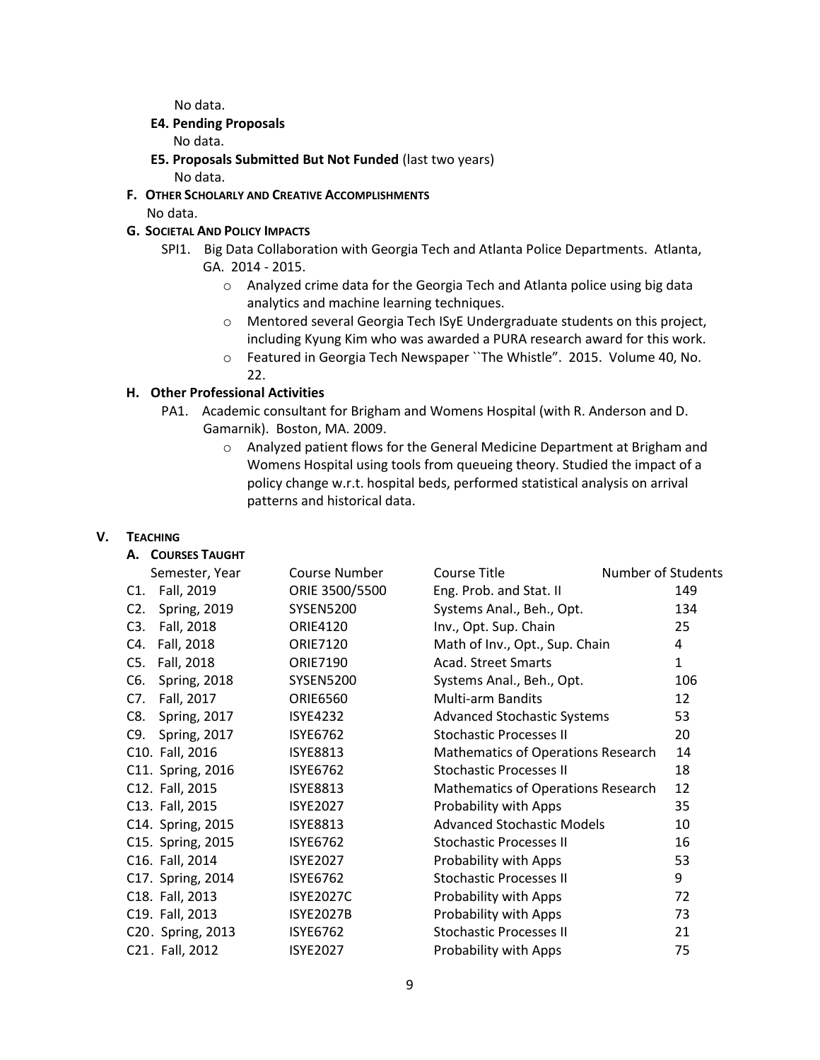No data.

**E4. Pending Proposals**

No data.

**E5. Proposals Submitted But Not Funded** (last two years)

No data.

**F. OTHER SCHOLARLY AND CREATIVE ACCOMPLISHMENTS**

No data.

**G. SOCIETAL AND POLICY IMPACTS**

SPI1. Big Data Collaboration with Georgia Tech and Atlanta Police Departments. Atlanta, GA. 2014 - 2015.

- Analyzed crime data for the Georgia Tech and Atlanta police using big data analytics and machine learning techniques.
- Mentored several Georgia Tech ISyE Undergraduate students on this project, including Kyung Kim who was awarded a PURA research award for this work.
- Featured in Georgia Tech Newspaper ``The Whistle". 2015. Volume 40, No. 22.

**H. Other Professional Activities**

PA1. Academic consultant for Brigham and Womens Hospital (with R. Anderson and D. Gamarnik). Boston, MA. 2009.

- Analyzed patient flows for the General Medicine Department at Brigham and Womens Hospital using tools from queueing theory. Studied the impact of a policy change w.r.t. hospital beds, performed statistical analysis on arrival patterns and historical data.

## V. TEACHING

**A. COURSES TAUGHT**

| | Semester, Year | Course Number | Course Title | Number of Students |
|---|---|---|---|---|
| C1. | Fall, 2019 | ORIE 3500/5500 | Eng. Prob. and Stat. II | 149 |
| C2. | Spring, 2019 | SYSEN5200 | Systems Anal., Beh., Opt. | 134 |
| C3. | Fall, 2018 | ORIE4120 | Inv., Opt. Sup. Chain | 25 |
| C4. | Fall, 2018 | ORIE7120 | Math of Inv., Opt., Sup. Chain | 4 |
| C5. | Fall, 2018 | ORIE7190 | Acad. Street Smarts | 1 |
| C6. | Spring, 2018 | SYSEN5200 | Systems Anal., Beh., Opt. | 106 |
| C7. | Fall, 2017 | ORIE6560 | Multi-arm Bandits | 12 |
| C8. | Spring, 2017 | ISYE4232 | Advanced Stochastic Systems | 53 |
| C9. | Spring, 2017 | ISYE6762 | Stochastic Processes II | 20 |
| C10. | Fall, 2016 | ISYE8813 | Mathematics of Operations Research | 14 |
| C11. | Spring, 2016 | ISYE6762 | Stochastic Processes II | 18 |
| C12. | Fall, 2015 | ISYE8813 | Mathematics of Operations Research | 12 |
| C13. | Fall, 2015 | ISYE2027 | Probability with Apps | 35 |
| C14. | Spring, 2015 | ISYE8813 | Advanced Stochastic Models | 10 |
| C15. | Spring, 2015 | ISYE6762 | Stochastic Processes II | 16 |
| C16. | Fall, 2014 | ISYE2027 | Probability with Apps | 53 |
| C17. | Spring, 2014 | ISYE6762 | Stochastic Processes II | 9 |
| C18. | Fall, 2013 | ISYE2027C | Probability with Apps | 72 |
| C19. | Fall, 2013 | ISYE2027B | Probability with Apps | 73 |
| C20. | Spring, 2013 | ISYE6762 | Stochastic Processes II | 21 |
| C21. | Fall, 2012 | ISYE2027 | Probability with Apps | 75 |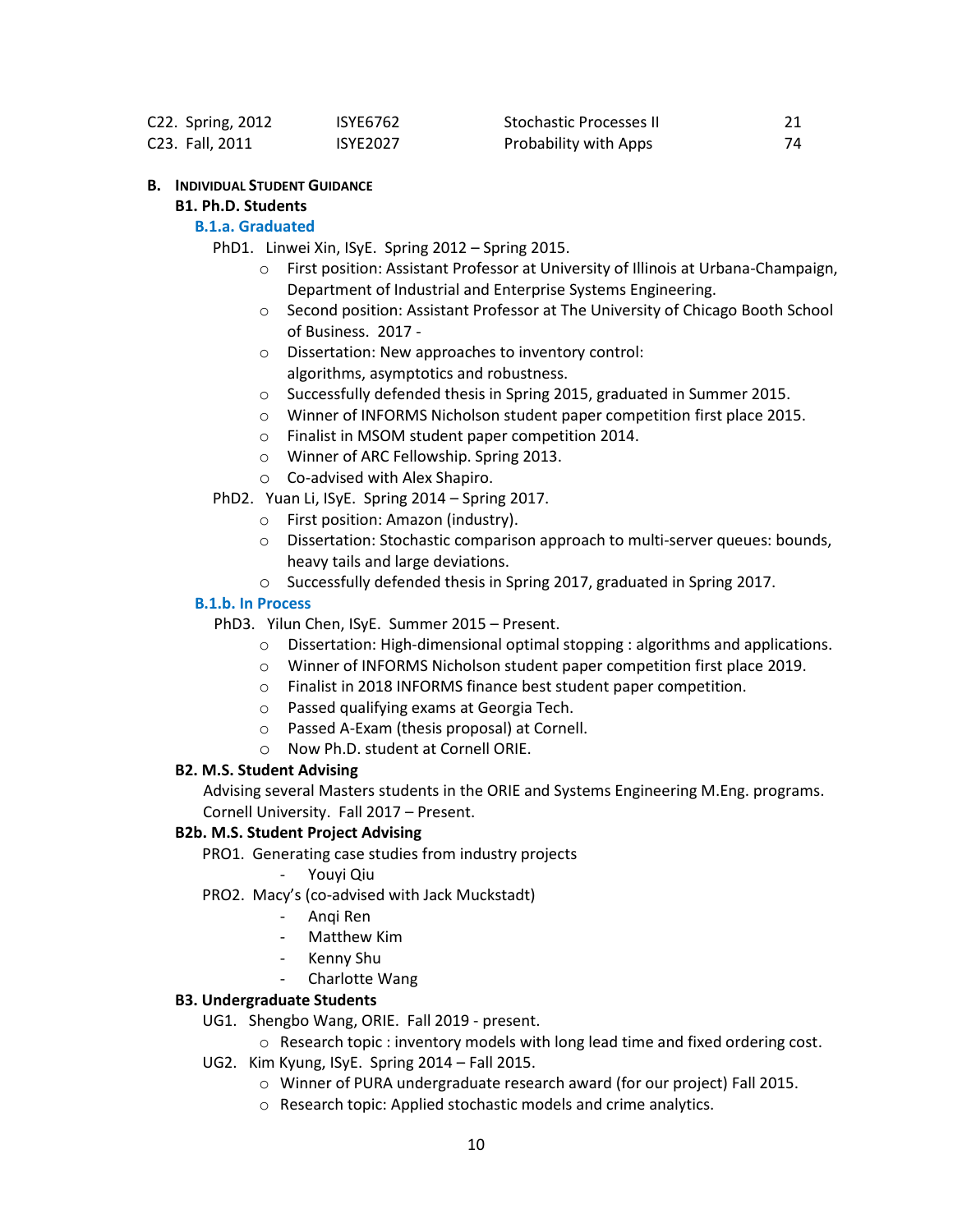| | | | |
|---|---|---|---|
| C22. Spring, 2012 | ISYE6762 | Stochastic Processes II | 21 |
| C23. Fall, 2011 | ISYE2027 | Probability with Apps | 74 |

## B. Individual Student Guidance

### B1. Ph.D. Students

#### B.1.a. Graduated

PhD1. Linwei Xin, ISyE. Spring 2012 – Spring 2015.

- First position: Assistant Professor at University of Illinois at Urbana-Champaign, Department of Industrial and Enterprise Systems Engineering.
- Second position: Assistant Professor at The University of Chicago Booth School of Business. 2017 -
- Dissertation: New approaches to inventory control: algorithms, asymptotics and robustness.
- Successfully defended thesis in Spring 2015, graduated in Summer 2015.
- Winner of INFORMS Nicholson student paper competition first place 2015.
- Finalist in MSOM student paper competition 2014.
- Winner of ARC Fellowship. Spring 2013.
- Co-advised with Alex Shapiro.

PhD2. Yuan Li, ISyE. Spring 2014 – Spring 2017.

- First position: Amazon (industry).
- Dissertation: Stochastic comparison approach to multi-server queues: bounds, heavy tails and large deviations.
- Successfully defended thesis in Spring 2017, graduated in Spring 2017.

#### B.1.b. In Process

PhD3. Yilun Chen, ISyE. Summer 2015 – Present.

- Dissertation: High-dimensional optimal stopping : algorithms and applications.
- Winner of INFORMS Nicholson student paper competition first place 2019.
- Finalist in 2018 INFORMS finance best student paper competition.
- Passed qualifying exams at Georgia Tech.
- Passed A-Exam (thesis proposal) at Cornell.
- Now Ph.D. student at Cornell ORIE.

### B2. M.S. Student Advising

Advising several Masters students in the ORIE and Systems Engineering M.Eng. programs. Cornell University. Fall 2017 – Present.

### B2b. M.S. Student Project Advising

PRO1. Generating case studies from industry projects

- Youyi Qiu

PRO2. Macy's (co-advised with Jack Muckstadt)

- Anqi Ren
- Matthew Kim
- Kenny Shu
- Charlotte Wang

### B3. Undergraduate Students

UG1. Shengbo Wang, ORIE. Fall 2019 - present.

- Research topic : inventory models with long lead time and fixed ordering cost.

UG2. Kim Kyung, ISyE. Spring 2014 – Fall 2015.

- Winner of PURA undergraduate research award (for our project) Fall 2015.
- Research topic: Applied stochastic models and crime analytics.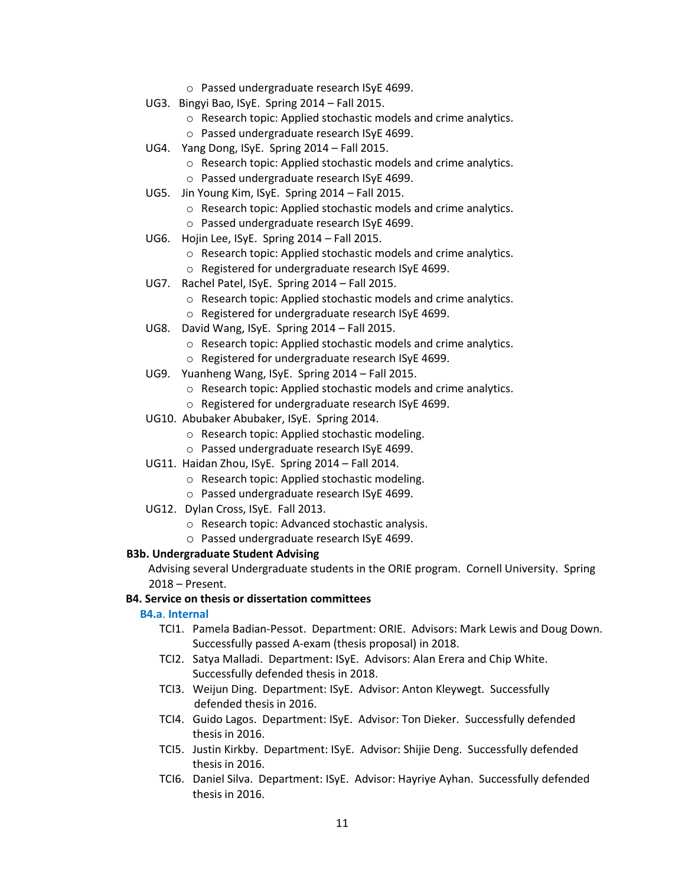- Passed undergraduate research ISyE 4699.

UG3. Bingyi Bao, ISyE. Spring 2014 – Fall 2015.
- Research topic: Applied stochastic models and crime analytics.
- Passed undergraduate research ISyE 4699.

UG4. Yang Dong, ISyE. Spring 2014 – Fall 2015.
- Research topic: Applied stochastic models and crime analytics.
- Passed undergraduate research ISyE 4699.

UG5. Jin Young Kim, ISyE. Spring 2014 – Fall 2015.
- Research topic: Applied stochastic models and crime analytics.
- Passed undergraduate research ISyE 4699.

UG6. Hojin Lee, ISyE. Spring 2014 – Fall 2015.
- Research topic: Applied stochastic models and crime analytics.
- Registered for undergraduate research ISyE 4699.

UG7. Rachel Patel, ISyE. Spring 2014 – Fall 2015.
- Research topic: Applied stochastic models and crime analytics.
- Registered for undergraduate research ISyE 4699.

UG8. David Wang, ISyE. Spring 2014 – Fall 2015.
- Research topic: Applied stochastic models and crime analytics.
- Registered for undergraduate research ISyE 4699.

UG9. Yuanheng Wang, ISyE. Spring 2014 – Fall 2015.
- Research topic: Applied stochastic models and crime analytics.
- Registered for undergraduate research ISyE 4699.

UG10. Abubaker Abubaker, ISyE. Spring 2014.
- Research topic: Applied stochastic modeling.
- Passed undergraduate research ISyE 4699.

UG11. Haidan Zhou, ISyE. Spring 2014 – Fall 2014.
- Research topic: Applied stochastic modeling.
- Passed undergraduate research ISyE 4699.

UG12. Dylan Cross, ISyE. Fall 2013.
- Research topic: Advanced stochastic analysis.
- Passed undergraduate research ISyE 4699.

**B3b. Undergraduate Student Advising**

Advising several Undergraduate students in the ORIE program. Cornell University. Spring 2018 – Present.

**B4. Service on thesis or dissertation committees**

**B4.a. Internal**

TCI1. Pamela Badian-Pessot. Department: ORIE. Advisors: Mark Lewis and Doug Down. Successfully passed A-exam (thesis proposal) in 2018.

TCI2. Satya Malladi. Department: ISyE. Advisors: Alan Erera and Chip White. Successfully defended thesis in 2018.

TCI3. Weijun Ding. Department: ISyE. Advisor: Anton Kleywegt. Successfully defended thesis in 2016.

TCI4. Guido Lagos. Department: ISyE. Advisor: Ton Dieker. Successfully defended thesis in 2016.

TCI5. Justin Kirkby. Department: ISyE. Advisor: Shijie Deng. Successfully defended thesis in 2016.

TCI6. Daniel Silva. Department: ISyE. Advisor: Hayriye Ayhan. Successfully defended thesis in 2016.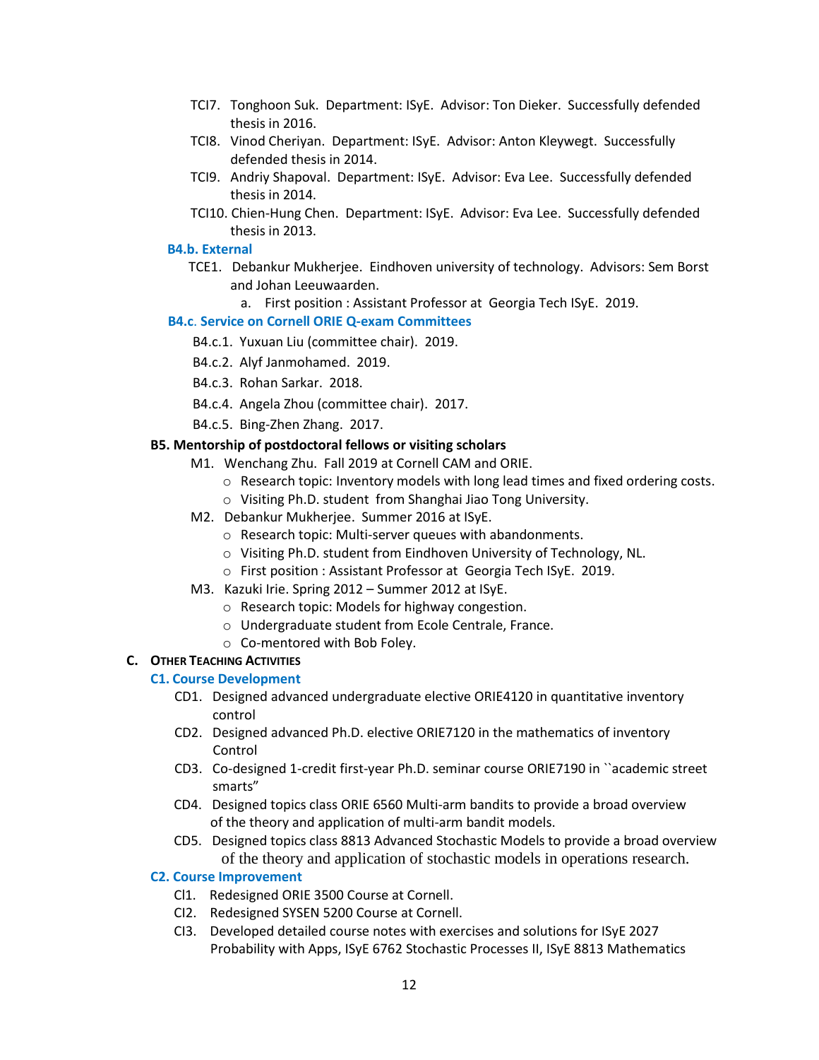TCI7. Tonghoon Suk. Department: ISyE. Advisor: Ton Dieker. Successfully defended thesis in 2016.

TCI8. Vinod Cheriyan. Department: ISyE. Advisor: Anton Kleywegt. Successfully defended thesis in 2014.

TCI9. Andriy Shapoval. Department: ISyE. Advisor: Eva Lee. Successfully defended thesis in 2014.

TCI10. Chien-Hung Chen. Department: ISyE. Advisor: Eva Lee. Successfully defended thesis in 2013.

### B4.b. External

TCE1. Debankur Mukherjee. Eindhoven university of technology. Advisors: Sem Borst and Johan Leeuwaarden.

  a. First position : Assistant Professor at Georgia Tech ISyE. 2019.

### B4.c. Service on Cornell ORIE Q-exam Committees

B4.c.1. Yuxuan Liu (committee chair). 2019.

B4.c.2. Alyf Janmohamed. 2019.

B4.c.3. Rohan Sarkar. 2018.

B4.c.4. Angela Zhou (committee chair). 2017.

B4.c.5. Bing-Zhen Zhang. 2017.

**B5. Mentorship of postdoctoral fellows or visiting scholars**

M1. Wenchang Zhu. Fall 2019 at Cornell CAM and ORIE.
- Research topic: Inventory models with long lead times and fixed ordering costs.
- Visiting Ph.D. student from Shanghai Jiao Tong University.

M2. Debankur Mukherjee. Summer 2016 at ISyE.
- Research topic: Multi-server queues with abandonments.
- Visiting Ph.D. student from Eindhoven University of Technology, NL.
- First position : Assistant Professor at Georgia Tech ISyE. 2019.

M3. Kazuki Irie. Spring 2012 – Summer 2012 at ISyE.
- Research topic: Models for highway congestion.
- Undergraduate student from Ecole Centrale, France.
- Co-mentored with Bob Foley.

## C. Other Teaching Activities

### C1. Course Development

CD1. Designed advanced undergraduate elective ORIE4120 in quantitative inventory control

CD2. Designed advanced Ph.D. elective ORIE7120 in the mathematics of inventory Control

CD3. Co-designed 1-credit first-year Ph.D. seminar course ORIE7190 in ``academic street smarts"

CD4. Designed topics class ORIE 6560 Multi-arm bandits to provide a broad overview of the theory and application of multi-arm bandit models.

CD5. Designed topics class 8813 Advanced Stochastic Models to provide a broad overview of the theory and application of stochastic models in operations research.

### C2. Course Improvement

CI1. Redesigned ORIE 3500 Course at Cornell.

CI2. Redesigned SYSEN 5200 Course at Cornell.

CI3. Developed detailed course notes with exercises and solutions for ISyE 2027 Probability with Apps, ISyE 6762 Stochastic Processes II, ISyE 8813 Mathematics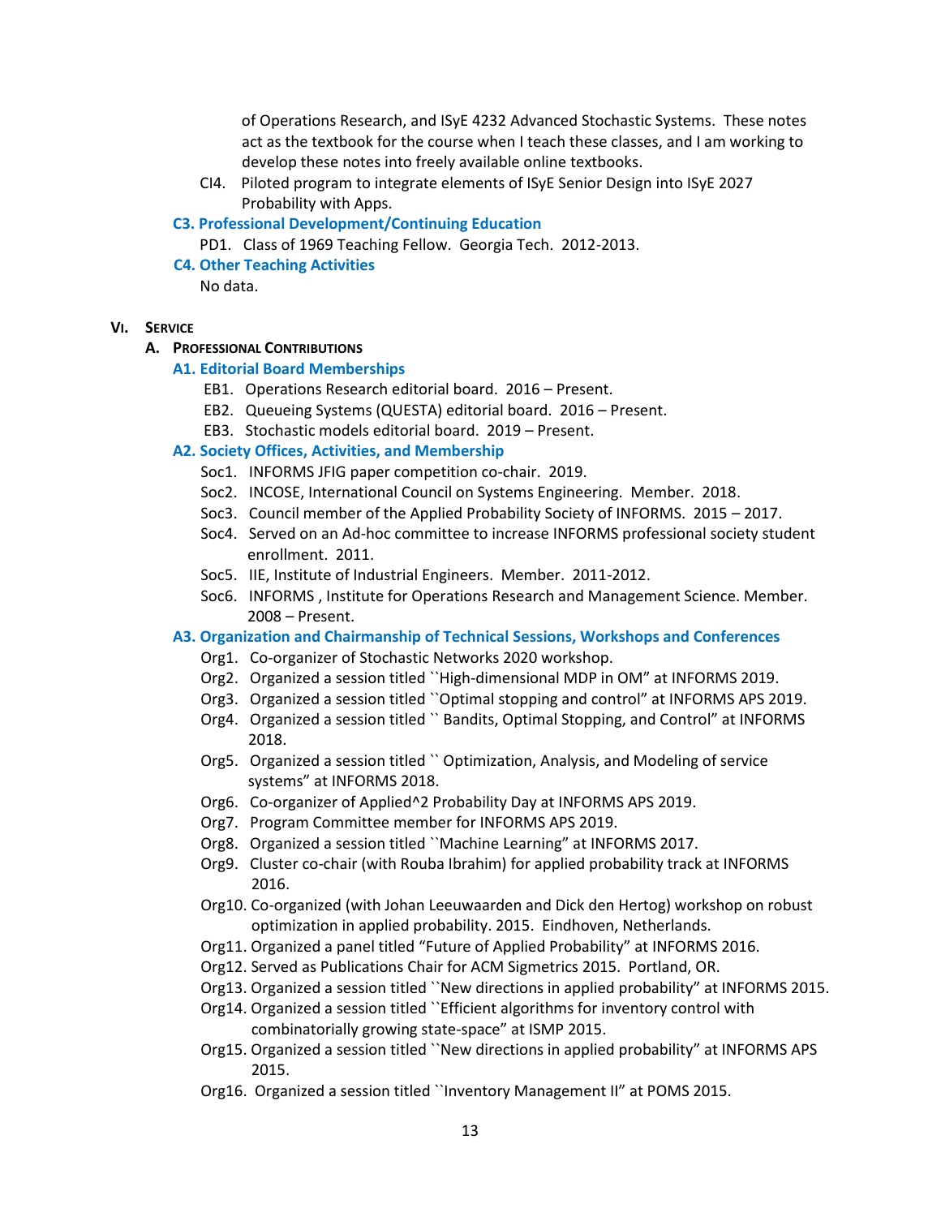of Operations Research, and ISyE 4232 Advanced Stochastic Systems. These notes act as the textbook for the course when I teach these classes, and I am working to develop these notes into freely available online textbooks.

CI4. Piloted program to integrate elements of ISyE Senior Design into ISyE 2027 Probability with Apps.

### C3. Professional Development/Continuing Education

PD1. Class of 1969 Teaching Fellow. Georgia Tech. 2012-2013.

### C4. Other Teaching Activities

No data.

# VI. Service

## A. Professional Contributions

### A1. Editorial Board Memberships

EB1. Operations Research editorial board. 2016 – Present.

EB2. Queueing Systems (QUESTA) editorial board. 2016 – Present.

EB3. Stochastic models editorial board. 2019 – Present.

### A2. Society Offices, Activities, and Membership

Soc1. INFORMS JFIG paper competition co-chair. 2019.

Soc2. INCOSE, International Council on Systems Engineering. Member. 2018.

Soc3. Council member of the Applied Probability Society of INFORMS. 2015 – 2017.

Soc4. Served on an Ad-hoc committee to increase INFORMS professional society student enrollment. 2011.

Soc5. IIE, Institute of Industrial Engineers. Member. 2011-2012.

Soc6. INFORMS , Institute for Operations Research and Management Science. Member. 2008 – Present.

### A3. Organization and Chairmanship of Technical Sessions, Workshops and Conferences

Org1. Co-organizer of Stochastic Networks 2020 workshop.

Org2. Organized a session titled ``High-dimensional MDP in OM” at INFORMS 2019.

Org3. Organized a session titled ``Optimal stopping and control” at INFORMS APS 2019.

Org4. Organized a session titled `` Bandits, Optimal Stopping, and Control” at INFORMS 2018.

Org5. Organized a session titled `` Optimization, Analysis, and Modeling of service systems” at INFORMS 2018.

Org6. Co-organizer of Applied^2 Probability Day at INFORMS APS 2019.

Org7. Program Committee member for INFORMS APS 2019.

Org8. Organized a session titled ``Machine Learning” at INFORMS 2017.

Org9. Cluster co-chair (with Rouba Ibrahim) for applied probability track at INFORMS 2016.

Org10. Co-organized (with Johan Leeuwaarden and Dick den Hertog) workshop on robust optimization in applied probability. 2015. Eindhoven, Netherlands.

Org11. Organized a panel titled “Future of Applied Probability” at INFORMS 2016.

Org12. Served as Publications Chair for ACM Sigmetrics 2015. Portland, OR.

Org13. Organized a session titled ``New directions in applied probability” at INFORMS 2015.

Org14. Organized a session titled ``Efficient algorithms for inventory control with combinatorially growing state-space” at ISMP 2015.

Org15. Organized a session titled ``New directions in applied probability” at INFORMS APS 2015.

Org16. Organized a session titled ``Inventory Management II” at POMS 2015.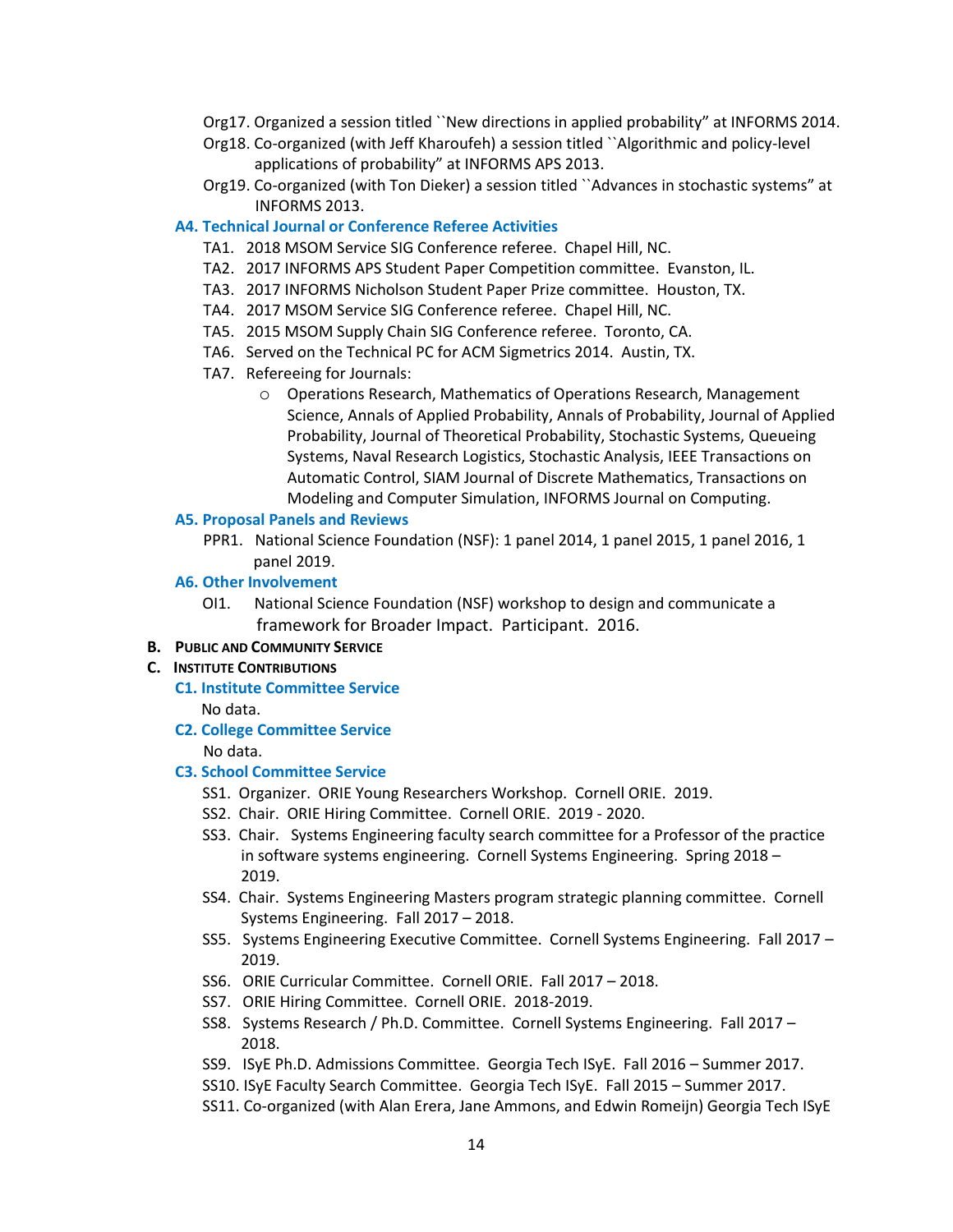Org17. Organized a session titled ``New directions in applied probability" at INFORMS 2014.

Org18. Co-organized (with Jeff Kharoufeh) a session titled ``Algorithmic and policy-level applications of probability" at INFORMS APS 2013.

Org19. Co-organized (with Ton Dieker) a session titled ``Advances in stochastic systems" at INFORMS 2013.

### A4. Technical Journal or Conference Referee Activities

TA1. 2018 MSOM Service SIG Conference referee. Chapel Hill, NC.

TA2. 2017 INFORMS APS Student Paper Competition committee. Evanston, IL.

TA3. 2017 INFORMS Nicholson Student Paper Prize committee. Houston, TX.

TA4. 2017 MSOM Service SIG Conference referee. Chapel Hill, NC.

TA5. 2015 MSOM Supply Chain SIG Conference referee. Toronto, CA.

TA6. Served on the Technical PC for ACM Sigmetrics 2014. Austin, TX.

TA7. Refereeing for Journals:

- Operations Research, Mathematics of Operations Research, Management Science, Annals of Applied Probability, Annals of Probability, Journal of Applied Probability, Journal of Theoretical Probability, Stochastic Systems, Queueing Systems, Naval Research Logistics, Stochastic Analysis, IEEE Transactions on Automatic Control, SIAM Journal of Discrete Mathematics, Transactions on Modeling and Computer Simulation, INFORMS Journal on Computing.

### A5. Proposal Panels and Reviews

PPR1. National Science Foundation (NSF): 1 panel 2014, 1 panel 2015, 1 panel 2016, 1 panel 2019.

### A6. Other Involvement

OI1. National Science Foundation (NSF) workshop to design and communicate a framework for Broader Impact. Participant. 2016.

## B. Public and Community Service

## C. Institute Contributions

### C1. Institute Committee Service

No data.

### C2. College Committee Service

No data.

### C3. School Committee Service

SS1. Organizer. ORIE Young Researchers Workshop. Cornell ORIE. 2019.

SS2. Chair. ORIE Hiring Committee. Cornell ORIE. 2019 - 2020.

SS3. Chair. Systems Engineering faculty search committee for a Professor of the practice in software systems engineering. Cornell Systems Engineering. Spring 2018 – 2019.

SS4. Chair. Systems Engineering Masters program strategic planning committee. Cornell Systems Engineering. Fall 2017 – 2018.

SS5. Systems Engineering Executive Committee. Cornell Systems Engineering. Fall 2017 – 2019.

SS6. ORIE Curricular Committee. Cornell ORIE. Fall 2017 – 2018.

SS7. ORIE Hiring Committee. Cornell ORIE. 2018-2019.

SS8. Systems Research / Ph.D. Committee. Cornell Systems Engineering. Fall 2017 – 2018.

SS9. ISyE Ph.D. Admissions Committee. Georgia Tech ISyE. Fall 2016 – Summer 2017.

SS10. ISyE Faculty Search Committee. Georgia Tech ISyE. Fall 2015 – Summer 2017.

SS11. Co-organized (with Alan Erera, Jane Ammons, and Edwin Romeijn) Georgia Tech ISyE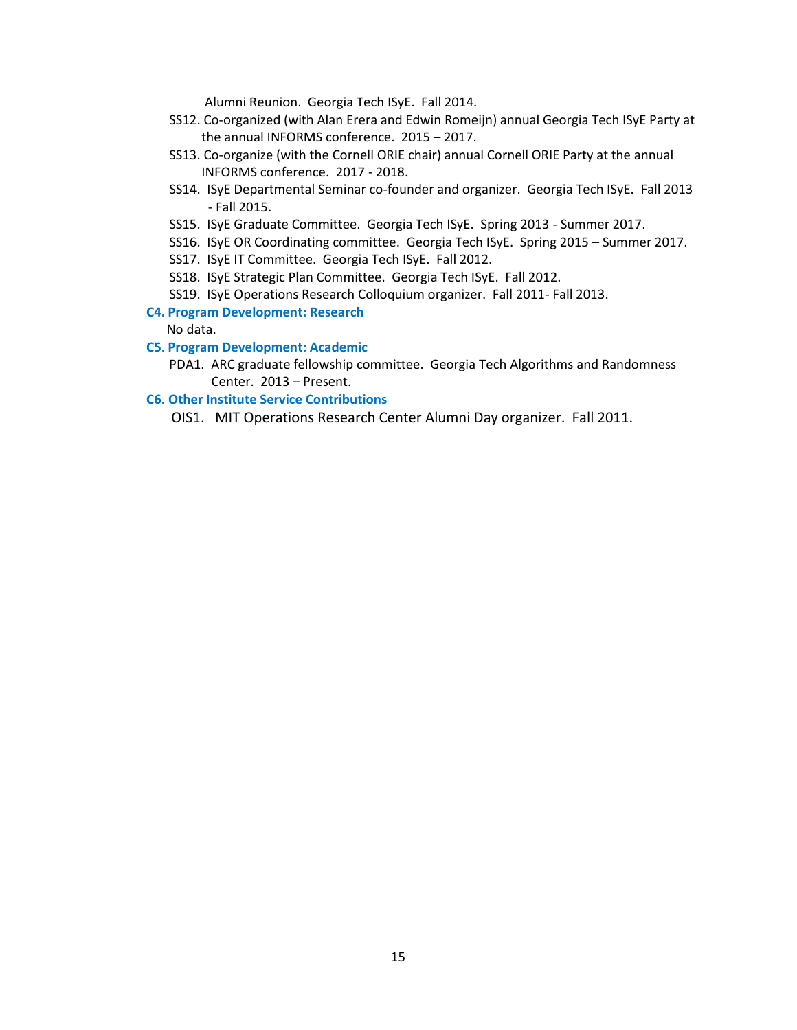Alumni Reunion. Georgia Tech ISyE. Fall 2014.

SS12. Co-organized (with Alan Erera and Edwin Romeijn) annual Georgia Tech ISyE Party at the annual INFORMS conference. 2015 – 2017.

SS13. Co-organize (with the Cornell ORIE chair) annual Cornell ORIE Party at the annual INFORMS conference. 2017 - 2018.

SS14. ISyE Departmental Seminar co-founder and organizer. Georgia Tech ISyE. Fall 2013 - Fall 2015.

SS15. ISyE Graduate Committee. Georgia Tech ISyE. Spring 2013 - Summer 2017.

SS16. ISyE OR Coordinating committee. Georgia Tech ISyE. Spring 2015 – Summer 2017.

SS17. ISyE IT Committee. Georgia Tech ISyE. Fall 2012.

SS18. ISyE Strategic Plan Committee. Georgia Tech ISyE. Fall 2012.

SS19. ISyE Operations Research Colloquium organizer. Fall 2011- Fall 2013.

### C4. Program Development: Research

No data.

### C5. Program Development: Academic

PDA1. ARC graduate fellowship committee. Georgia Tech Algorithms and Randomness Center. 2013 – Present.

### C6. Other Institute Service Contributions

OIS1. MIT Operations Research Center Alumni Day organizer. Fall 2011.